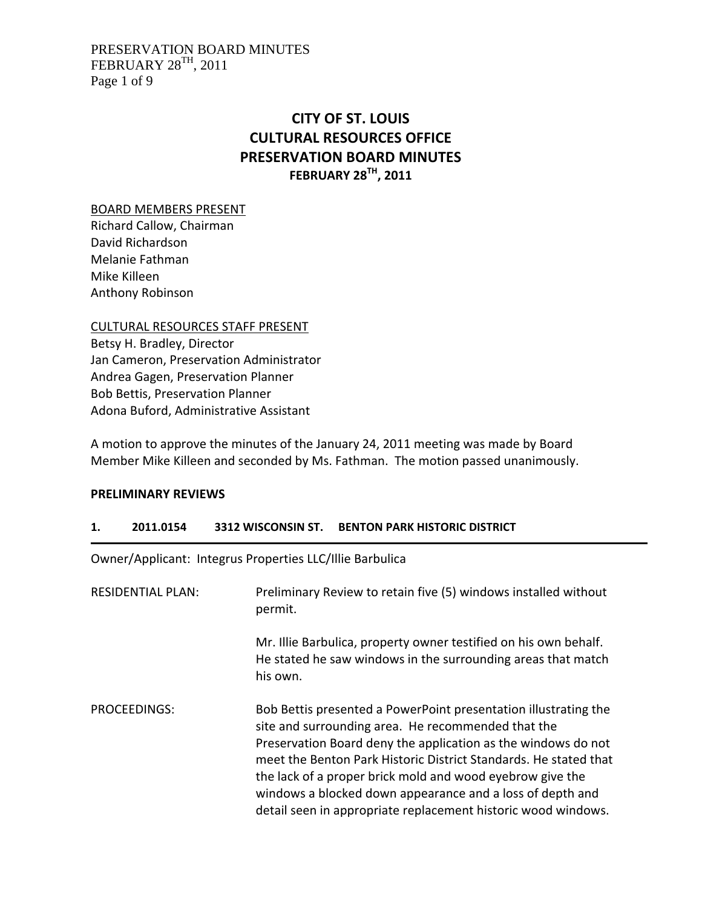# CITY OF ST. LOUIS
# CULTURAL RESOURCES OFFICE
# PRESERVATION BOARD MINUTES
### FEBRUARY 28TH, 2011

BOARD MEMBERS PRESENT
Richard Callow, Chairman
David Richardson
Melanie Fathman
Mike Killeen
Anthony Robinson

CULTURAL RESOURCES STAFF PRESENT
Betsy H. Bradley, Director
Jan Cameron, Preservation Administrator
Andrea Gagen, Preservation Planner
Bob Bettis, Preservation Planner
Adona Buford, Administrative Assistant

A motion to approve the minutes of the January 24, 2011 meeting was made by Board Member Mike Killeen and seconded by Ms. Fathman. The motion passed unanimously.

**PRELIMINARY REVIEWS**

**1. 2011.0154 3312 WISCONSIN ST. BENTON PARK HISTORIC DISTRICT**

---

Owner/Applicant: Integrus Properties LLC/Illie Barbulica

RESIDENTIAL PLAN: Preliminary Review to retain five (5) windows installed without permit.

Mr. Illie Barbulica, property owner testified on his own behalf. He stated he saw windows in the surrounding areas that match his own.

PROCEEDINGS: Bob Bettis presented a PowerPoint presentation illustrating the site and surrounding area. He recommended that the Preservation Board deny the application as the windows do not meet the Benton Park Historic District Standards. He stated that the lack of a proper brick mold and wood eyebrow give the windows a blocked down appearance and a loss of depth and detail seen in appropriate replacement historic wood windows.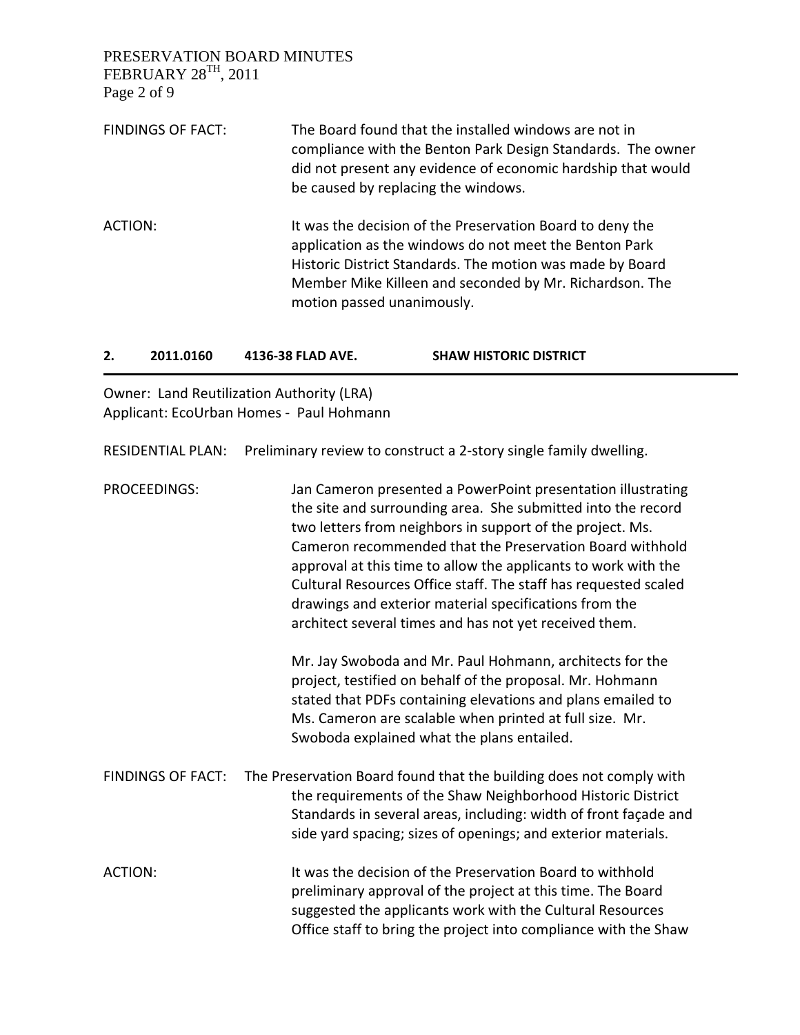FINDINGS OF FACT: The Board found that the installed windows are not in compliance with the Benton Park Design Standards. The owner did not present any evidence of economic hardship that would be caused by replacing the windows.

ACTION: It was the decision of the Preservation Board to deny the application as the windows do not meet the Benton Park Historic District Standards. The motion was made by Board Member Mike Killeen and seconded by Mr. Richardson. The motion passed unanimously.

## 2. 2011.0160 4136-38 FLAD AVE. SHAW HISTORIC DISTRICT

Owner: Land Reutilization Authority (LRA)
Applicant: EcoUrban Homes - Paul Hohmann

RESIDENTIAL PLAN: Preliminary review to construct a 2-story single family dwelling.

PROCEEDINGS: Jan Cameron presented a PowerPoint presentation illustrating the site and surrounding area. She submitted into the record two letters from neighbors in support of the project. Ms. Cameron recommended that the Preservation Board withhold approval at this time to allow the applicants to work with the Cultural Resources Office staff. The staff has requested scaled drawings and exterior material specifications from the architect several times and has not yet received them.

Mr. Jay Swoboda and Mr. Paul Hohmann, architects for the project, testified on behalf of the proposal. Mr. Hohmann stated that PDFs containing elevations and plans emailed to Ms. Cameron are scalable when printed at full size. Mr. Swoboda explained what the plans entailed.

FINDINGS OF FACT: The Preservation Board found that the building does not comply with the requirements of the Shaw Neighborhood Historic District Standards in several areas, including: width of front façade and side yard spacing; sizes of openings; and exterior materials.

ACTION: It was the decision of the Preservation Board to withhold preliminary approval of the project at this time. The Board suggested the applicants work with the Cultural Resources Office staff to bring the project into compliance with the Shaw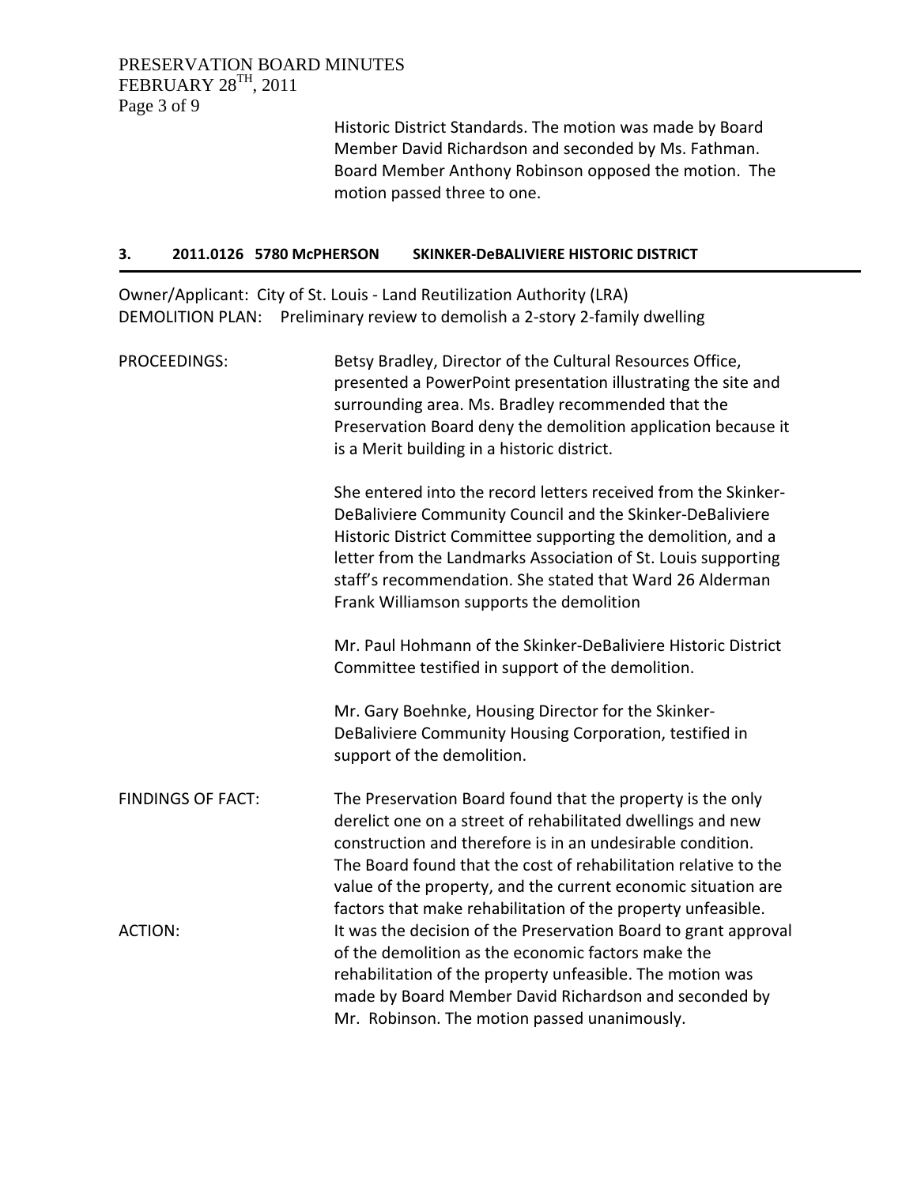Historic District Standards. The motion was made by Board Member David Richardson and seconded by Ms. Fathman. Board Member Anthony Robinson opposed the motion. The motion passed three to one.

### 3. 2011.0126 5780 McPHERSON SKINKER-DeBALIVIERE HISTORIC DISTRICT

Owner/Applicant: City of St. Louis - Land Reutilization Authority (LRA)
DEMOLITION PLAN: Preliminary review to demolish a 2-story 2-family dwelling

PROCEEDINGS: Betsy Bradley, Director of the Cultural Resources Office, presented a PowerPoint presentation illustrating the site and surrounding area. Ms. Bradley recommended that the Preservation Board deny the demolition application because it is a Merit building in a historic district.

She entered into the record letters received from the Skinker-DeBaliviere Community Council and the Skinker-DeBaliviere Historic District Committee supporting the demolition, and a letter from the Landmarks Association of St. Louis supporting staff's recommendation. She stated that Ward 26 Alderman Frank Williamson supports the demolition

Mr. Paul Hohmann of the Skinker-DeBaliviere Historic District Committee testified in support of the demolition.

Mr. Gary Boehnke, Housing Director for the Skinker-DeBaliviere Community Housing Corporation, testified in support of the demolition.

FINDINGS OF FACT: The Preservation Board found that the property is the only derelict one on a street of rehabilitated dwellings and new construction and therefore is in an undesirable condition. The Board found that the cost of rehabilitation relative to the value of the property, and the current economic situation are factors that make rehabilitation of the property unfeasible.

ACTION: It was the decision of the Preservation Board to grant approval of the demolition as the economic factors make the rehabilitation of the property unfeasible. The motion was made by Board Member David Richardson and seconded by Mr. Robinson. The motion passed unanimously.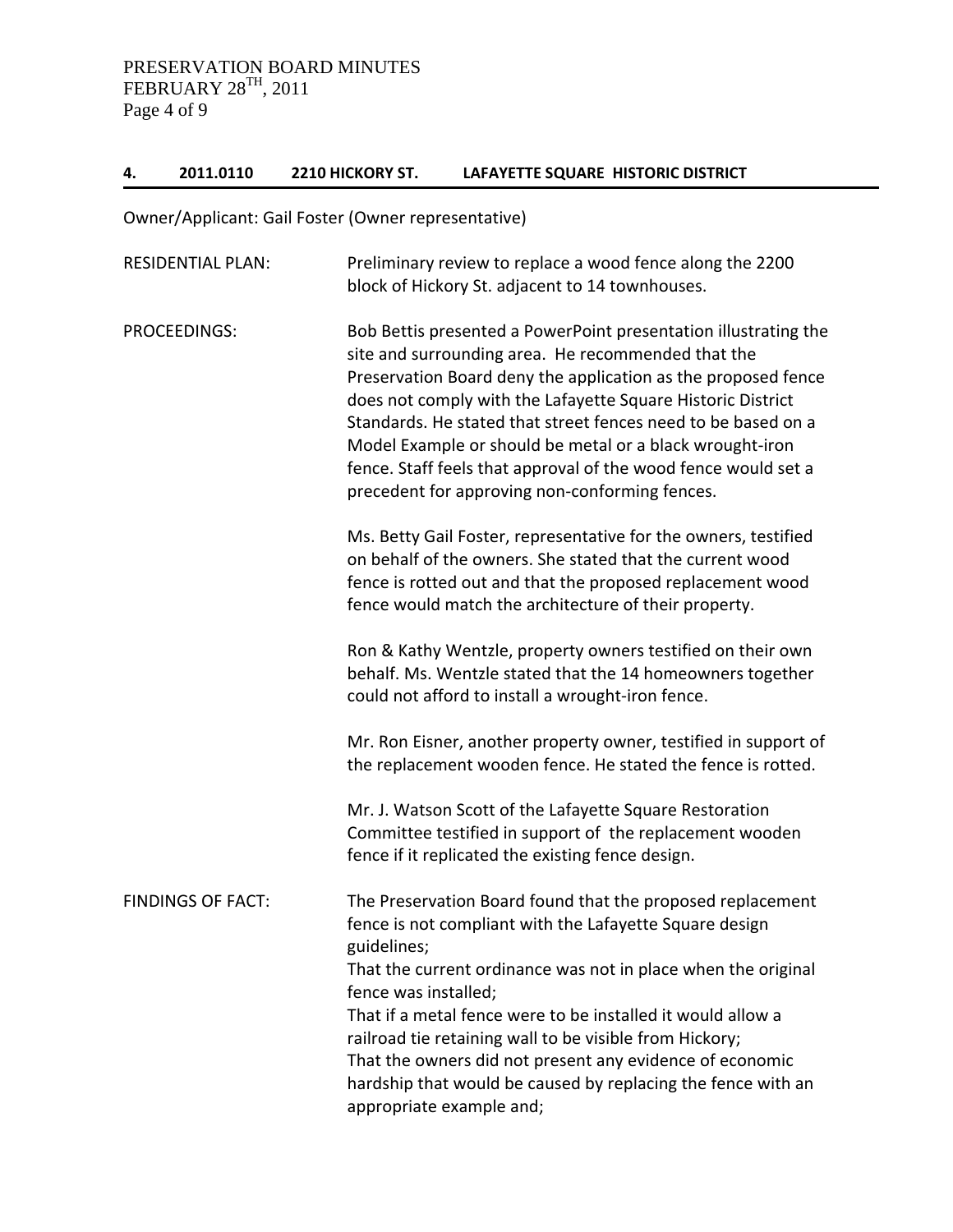## 4. 2011.0110 2210 HICKORY ST. LAFAYETTE SQUARE HISTORIC DISTRICT

Owner/Applicant: Gail Foster (Owner representative)

RESIDENTIAL PLAN: Preliminary review to replace a wood fence along the 2200 block of Hickory St. adjacent to 14 townhouses.

PROCEEDINGS: Bob Bettis presented a PowerPoint presentation illustrating the site and surrounding area. He recommended that the Preservation Board deny the application as the proposed fence does not comply with the Lafayette Square Historic District Standards. He stated that street fences need to be based on a Model Example or should be metal or a black wrought-iron fence. Staff feels that approval of the wood fence would set a precedent for approving non-conforming fences.

Ms. Betty Gail Foster, representative for the owners, testified on behalf of the owners. She stated that the current wood fence is rotted out and that the proposed replacement wood fence would match the architecture of their property.

Ron & Kathy Wentzle, property owners testified on their own behalf. Ms. Wentzle stated that the 14 homeowners together could not afford to install a wrought-iron fence.

Mr. Ron Eisner, another property owner, testified in support of the replacement wooden fence. He stated the fence is rotted.

Mr. J. Watson Scott of the Lafayette Square Restoration Committee testified in support of the replacement wooden fence if it replicated the existing fence design.

FINDINGS OF FACT: The Preservation Board found that the proposed replacement fence is not compliant with the Lafayette Square design guidelines;

That the current ordinance was not in place when the original fence was installed;

That if a metal fence were to be installed it would allow a railroad tie retaining wall to be visible from Hickory;

That the owners did not present any evidence of economic hardship that would be caused by replacing the fence with an appropriate example and;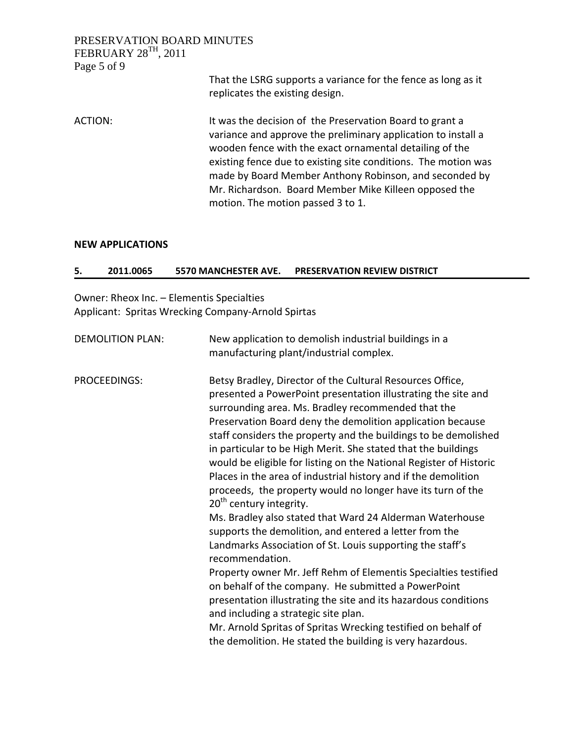That the LSRG supports a variance for the fence as long as it replicates the existing design.

ACTION: It was the decision of the Preservation Board to grant a variance and approve the preliminary application to install a wooden fence with the exact ornamental detailing of the existing fence due to existing site conditions. The motion was made by Board Member Anthony Robinson, and seconded by Mr. Richardson. Board Member Mike Killeen opposed the motion. The motion passed 3 to 1.

**NEW APPLICATIONS**

**5. 2011.0065 5570 MANCHESTER AVE. PRESERVATION REVIEW DISTRICT**

Owner: Rheox Inc. – Elementis Specialties
Applicant: Spritas Wrecking Company-Arnold Spirtas

DEMOLITION PLAN: New application to demolish industrial buildings in a manufacturing plant/industrial complex.

PROCEEDINGS: Betsy Bradley, Director of the Cultural Resources Office, presented a PowerPoint presentation illustrating the site and surrounding area. Ms. Bradley recommended that the Preservation Board deny the demolition application because staff considers the property and the buildings to be demolished in particular to be High Merit. She stated that the buildings would be eligible for listing on the National Register of Historic Places in the area of industrial history and if the demolition proceeds, the property would no longer have its turn of the 20th century integrity.

Ms. Bradley also stated that Ward 24 Alderman Waterhouse supports the demolition, and entered a letter from the Landmarks Association of St. Louis supporting the staff's recommendation.

Property owner Mr. Jeff Rehm of Elementis Specialties testified on behalf of the company. He submitted a PowerPoint presentation illustrating the site and its hazardous conditions and including a strategic site plan.

Mr. Arnold Spritas of Spritas Wrecking testified on behalf of the demolition. He stated the building is very hazardous.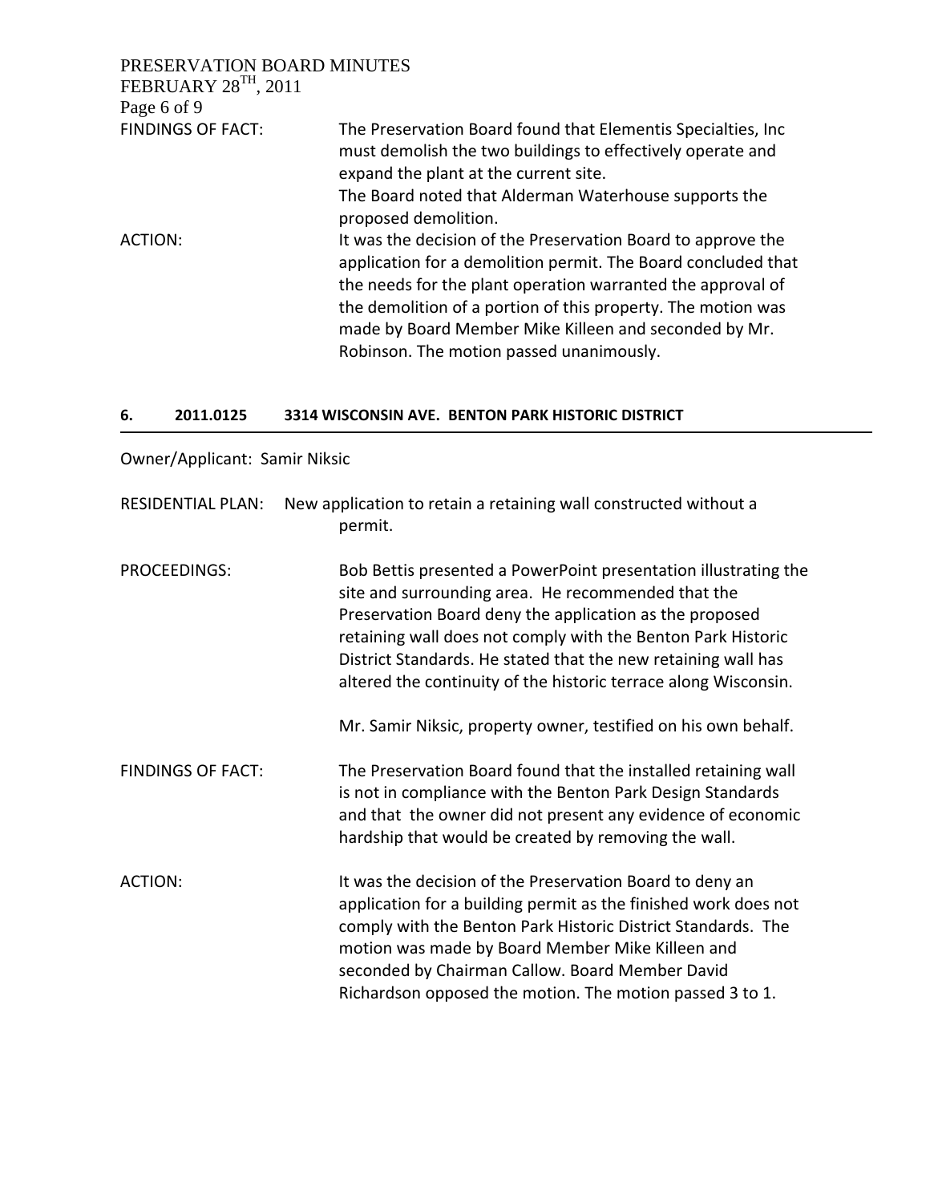FINDINGS OF FACT: The Preservation Board found that Elementis Specialties, Inc must demolish the two buildings to effectively operate and expand the plant at the current site.
The Board noted that Alderman Waterhouse supports the proposed demolition.

ACTION: It was the decision of the Preservation Board to approve the application for a demolition permit. The Board concluded that the needs for the plant operation warranted the approval of the demolition of a portion of this property. The motion was made by Board Member Mike Killeen and seconded by Mr. Robinson. The motion passed unanimously.

### 6. 2011.0125 3314 WISCONSIN AVE. BENTON PARK HISTORIC DISTRICT

Owner/Applicant: Samir Niksic

RESIDENTIAL PLAN: New application to retain a retaining wall constructed without a permit.

PROCEEDINGS: Bob Bettis presented a PowerPoint presentation illustrating the site and surrounding area. He recommended that the Preservation Board deny the application as the proposed retaining wall does not comply with the Benton Park Historic District Standards. He stated that the new retaining wall has altered the continuity of the historic terrace along Wisconsin.

Mr. Samir Niksic, property owner, testified on his own behalf.

FINDINGS OF FACT: The Preservation Board found that the installed retaining wall is not in compliance with the Benton Park Design Standards and that the owner did not present any evidence of economic hardship that would be created by removing the wall.

ACTION: It was the decision of the Preservation Board to deny an application for a building permit as the finished work does not comply with the Benton Park Historic District Standards. The motion was made by Board Member Mike Killeen and seconded by Chairman Callow. Board Member David Richardson opposed the motion. The motion passed 3 to 1.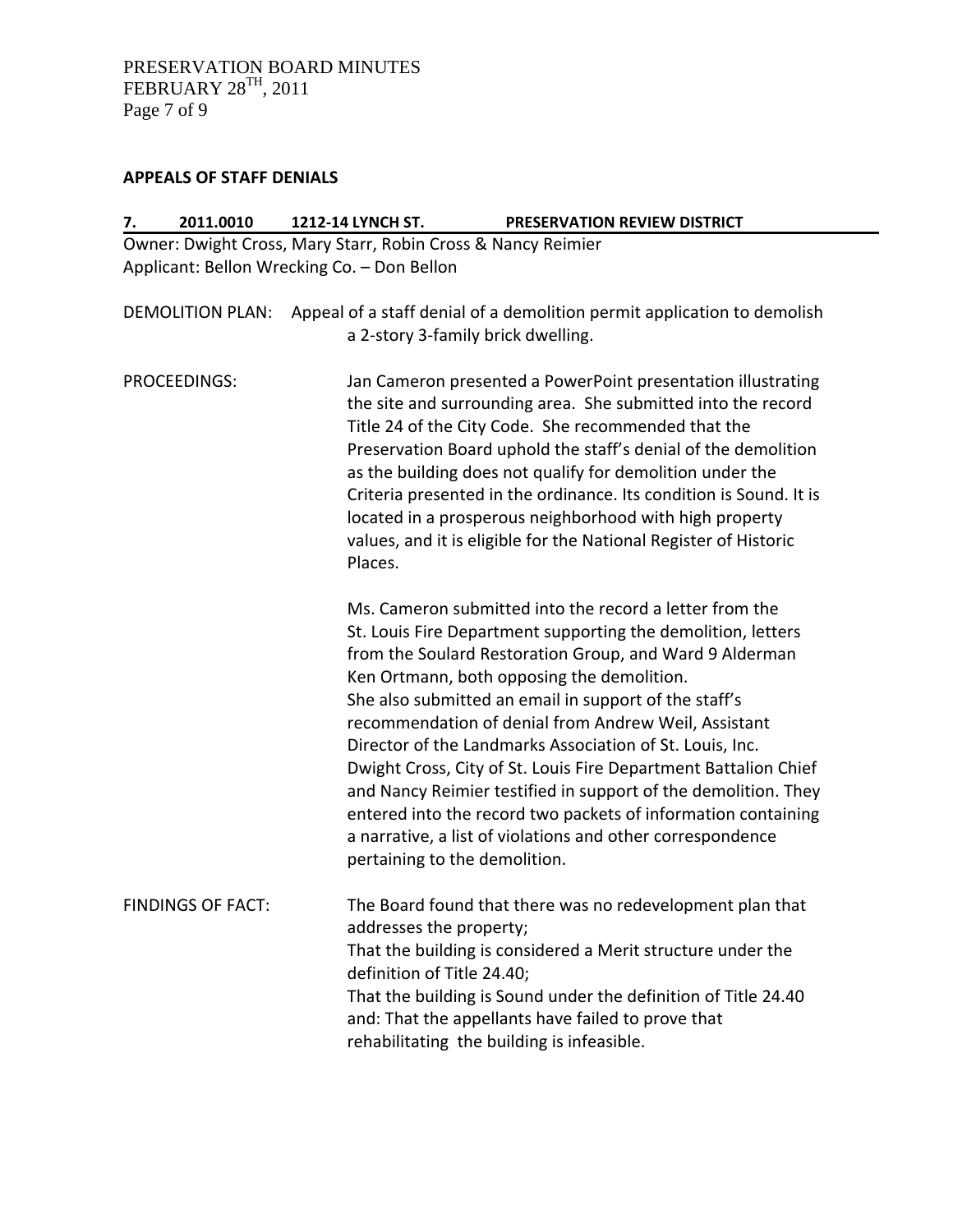## APPEALS OF STAFF DENIALS

**7. 2011.0010 1212-14 LYNCH ST. PRESERVATION REVIEW DISTRICT**

Owner: Dwight Cross, Mary Starr, Robin Cross & Nancy Reimier
Applicant: Bellon Wrecking Co. – Don Bellon

DEMOLITION PLAN: Appeal of a staff denial of a demolition permit application to demolish a 2-story 3-family brick dwelling.

PROCEEDINGS: Jan Cameron presented a PowerPoint presentation illustrating the site and surrounding area. She submitted into the record Title 24 of the City Code. She recommended that the Preservation Board uphold the staff's denial of the demolition as the building does not qualify for demolition under the Criteria presented in the ordinance. Its condition is Sound. It is located in a prosperous neighborhood with high property values, and it is eligible for the National Register of Historic Places.

Ms. Cameron submitted into the record a letter from the St. Louis Fire Department supporting the demolition, letters from the Soulard Restoration Group, and Ward 9 Alderman Ken Ortmann, both opposing the demolition.
She also submitted an email in support of the staff's recommendation of denial from Andrew Weil, Assistant Director of the Landmarks Association of St. Louis, Inc.
Dwight Cross, City of St. Louis Fire Department Battalion Chief and Nancy Reimier testified in support of the demolition. They entered into the record two packets of information containing a narrative, a list of violations and other correspondence pertaining to the demolition.

FINDINGS OF FACT: The Board found that there was no redevelopment plan that addresses the property;
That the building is considered a Merit structure under the definition of Title 24.40;
That the building is Sound under the definition of Title 24.40 and: That the appellants have failed to prove that rehabilitating the building is infeasible.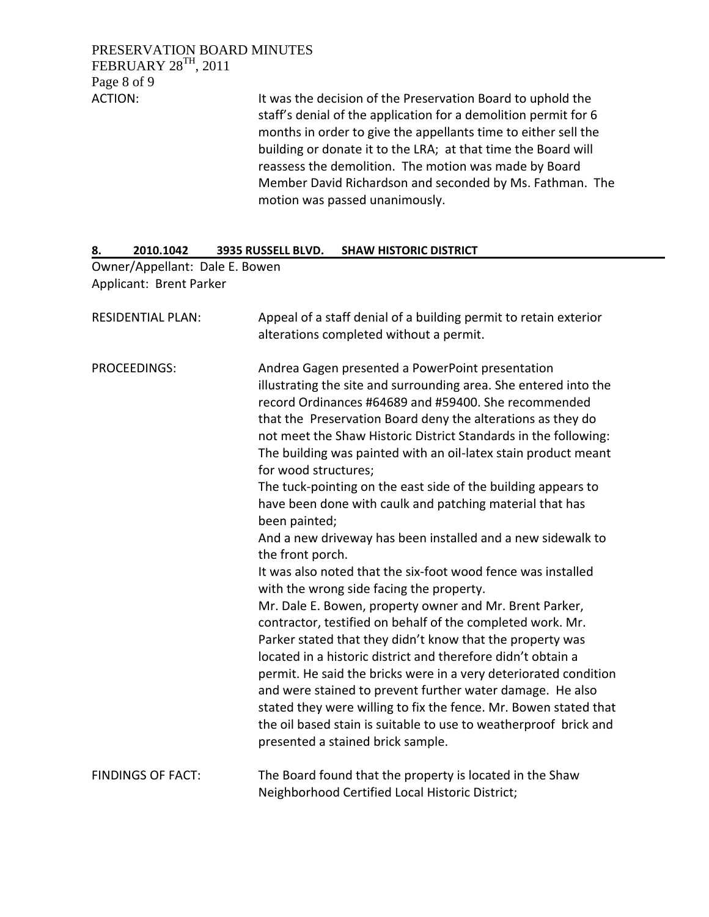ACTION: It was the decision of the Preservation Board to uphold the staff's denial of the application for a demolition permit for 6 months in order to give the appellants time to either sell the building or donate it to the LRA; at that time the Board will reassess the demolition. The motion was made by Board Member David Richardson and seconded by Ms. Fathman. The motion was passed unanimously.

**8. 2010.1042 3935 RUSSELL BLVD. SHAW HISTORIC DISTRICT**

Owner/Appellant: Dale E. Bowen
Applicant: Brent Parker

RESIDENTIAL PLAN: Appeal of a staff denial of a building permit to retain exterior alterations completed without a permit.

PROCEEDINGS: Andrea Gagen presented a PowerPoint presentation illustrating the site and surrounding area. She entered into the record Ordinances #64689 and #59400. She recommended that the Preservation Board deny the alterations as they do not meet the Shaw Historic District Standards in the following:
The building was painted with an oil-latex stain product meant for wood structures;
The tuck-pointing on the east side of the building appears to have been done with caulk and patching material that has been painted;
And a new driveway has been installed and a new sidewalk to the front porch.
It was also noted that the six-foot wood fence was installed with the wrong side facing the property.
Mr. Dale E. Bowen, property owner and Mr. Brent Parker, contractor, testified on behalf of the completed work. Mr. Parker stated that they didn't know that the property was located in a historic district and therefore didn't obtain a permit. He said the bricks were in a very deteriorated condition and were stained to prevent further water damage. He also stated they were willing to fix the fence. Mr. Bowen stated that the oil based stain is suitable to use to weatherproof brick and presented a stained brick sample.

FINDINGS OF FACT: The Board found that the property is located in the Shaw Neighborhood Certified Local Historic District;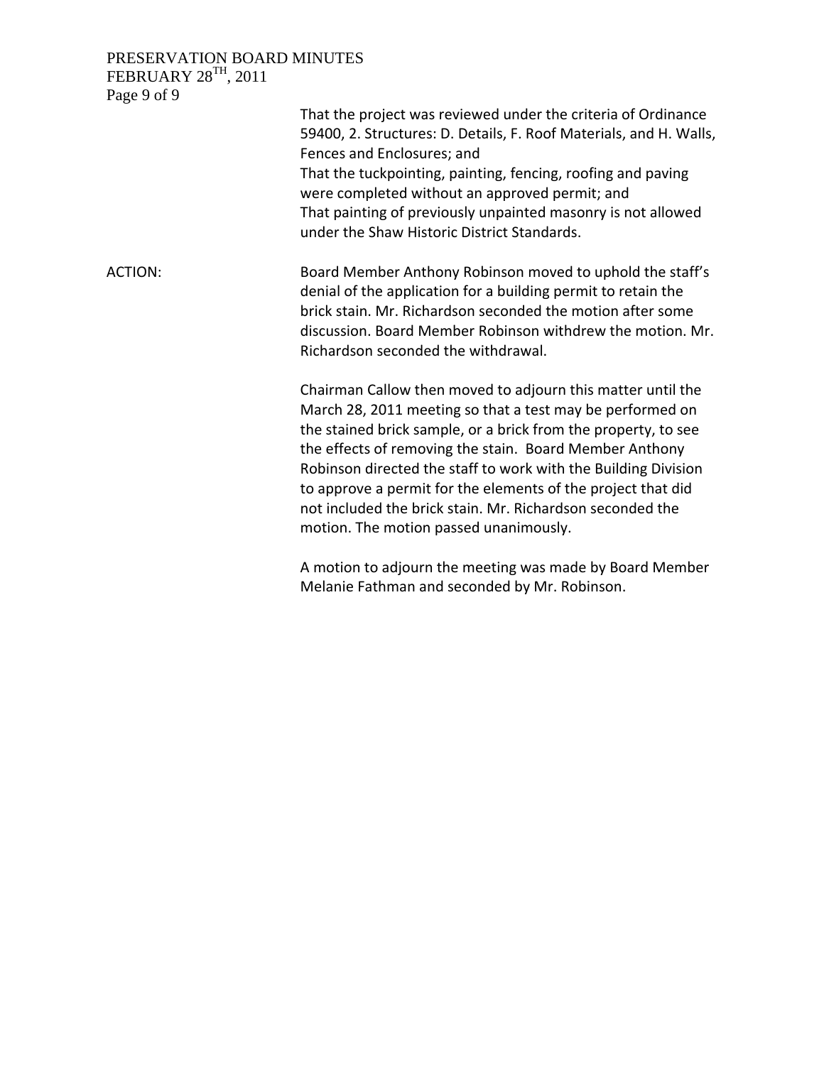That the project was reviewed under the criteria of Ordinance 59400, 2. Structures: D. Details, F. Roof Materials, and H. Walls, Fences and Enclosures; and

That the tuckpointing, painting, fencing, roofing and paving were completed without an approved permit; and

That painting of previously unpainted masonry is not allowed under the Shaw Historic District Standards.

ACTION: Board Member Anthony Robinson moved to uphold the staff's denial of the application for a building permit to retain the brick stain. Mr. Richardson seconded the motion after some discussion. Board Member Robinson withdrew the motion. Mr. Richardson seconded the withdrawal.

Chairman Callow then moved to adjourn this matter until the March 28, 2011 meeting so that a test may be performed on the stained brick sample, or a brick from the property, to see the effects of removing the stain. Board Member Anthony Robinson directed the staff to work with the Building Division to approve a permit for the elements of the project that did not included the brick stain. Mr. Richardson seconded the motion. The motion passed unanimously.

A motion to adjourn the meeting was made by Board Member Melanie Fathman and seconded by Mr. Robinson.